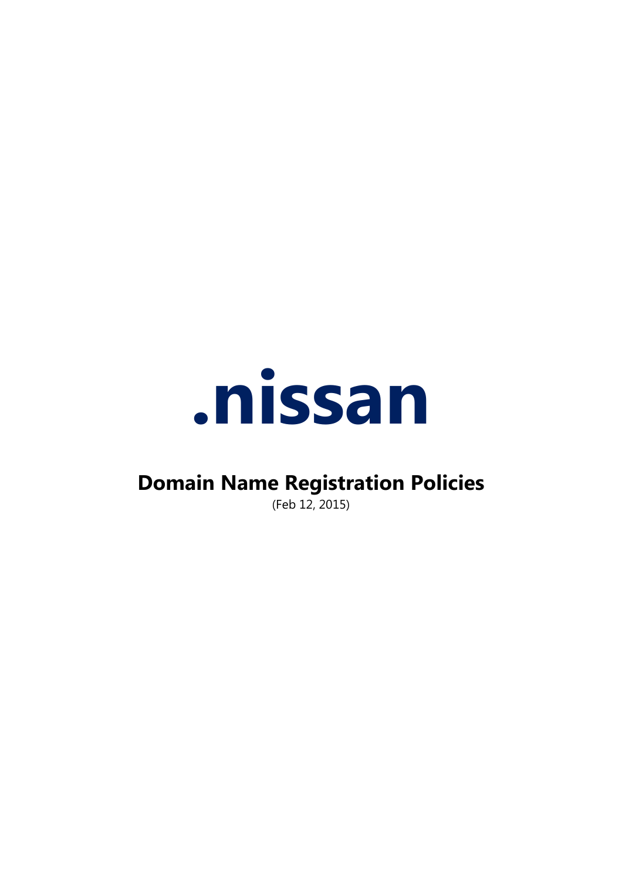# .nissan

## Domain Name Registration Policies

(Feb 12, 2015)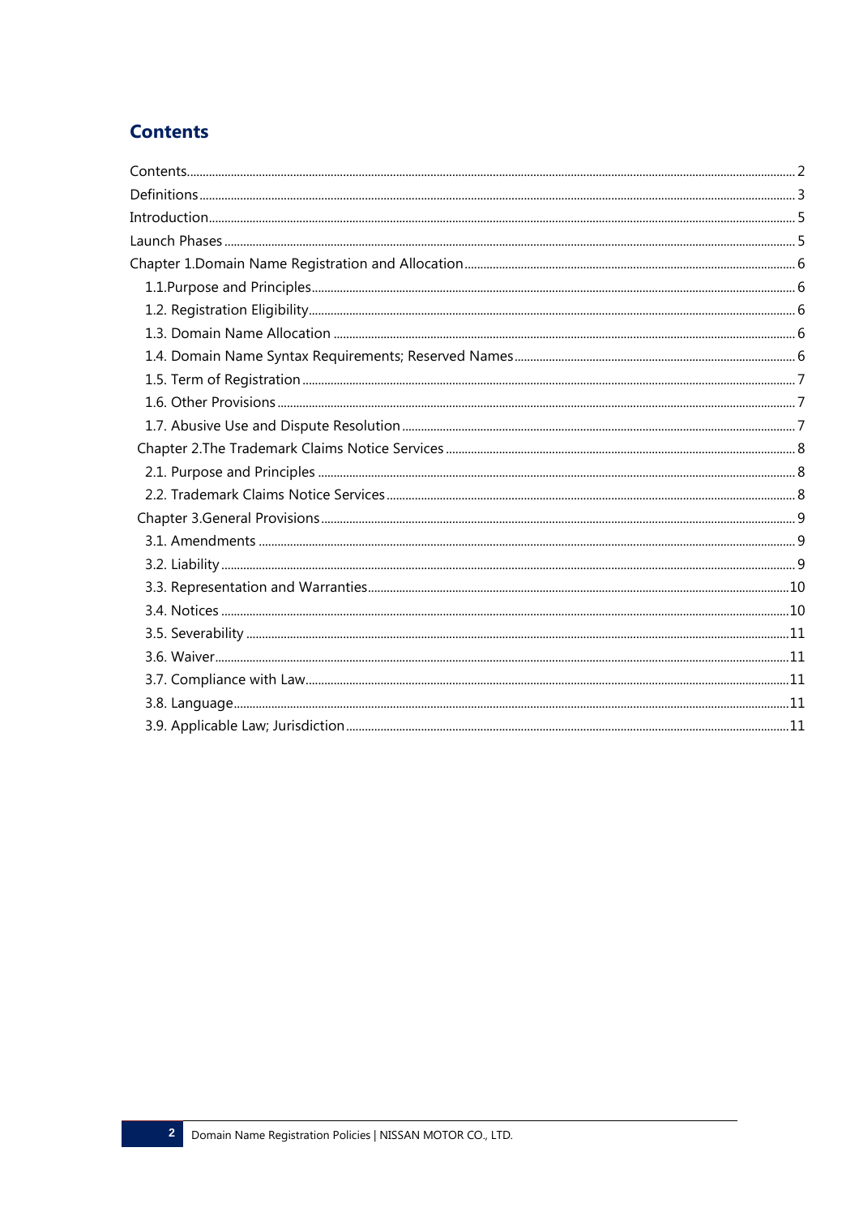# Contents

- Contents .......... 2
- Definitions .......... 3
- Introduction .......... 5
- Launch Phases .......... 5
- Chapter 1.Domain Name Registration and Allocation .......... 6
  - 1.1.Purpose and Principles .......... 6
  - 1.2. Registration Eligibility .......... 6
  - 1.3. Domain Name Allocation .......... 6
  - 1.4. Domain Name Syntax Requirements; Reserved Names .......... 6
  - 1.5. Term of Registration .......... 7
  - 1.6. Other Provisions .......... 7
  - 1.7. Abusive Use and Dispute Resolution .......... 7
- Chapter 2.The Trademark Claims Notice Services .......... 8
  - 2.1. Purpose and Principles .......... 8
  - 2.2. Trademark Claims Notice Services .......... 8
- Chapter 3.General Provisions .......... 9
  - 3.1. Amendments .......... 9
  - 3.2. Liability .......... 9
  - 3.3. Representation and Warranties .......... 10
  - 3.4. Notices .......... 10
  - 3.5. Severability .......... 11
  - 3.6. Waiver .......... 11
  - 3.7. Compliance with Law .......... 11
  - 3.8. Language .......... 11
  - 3.9. Applicable Law; Jurisdiction .......... 11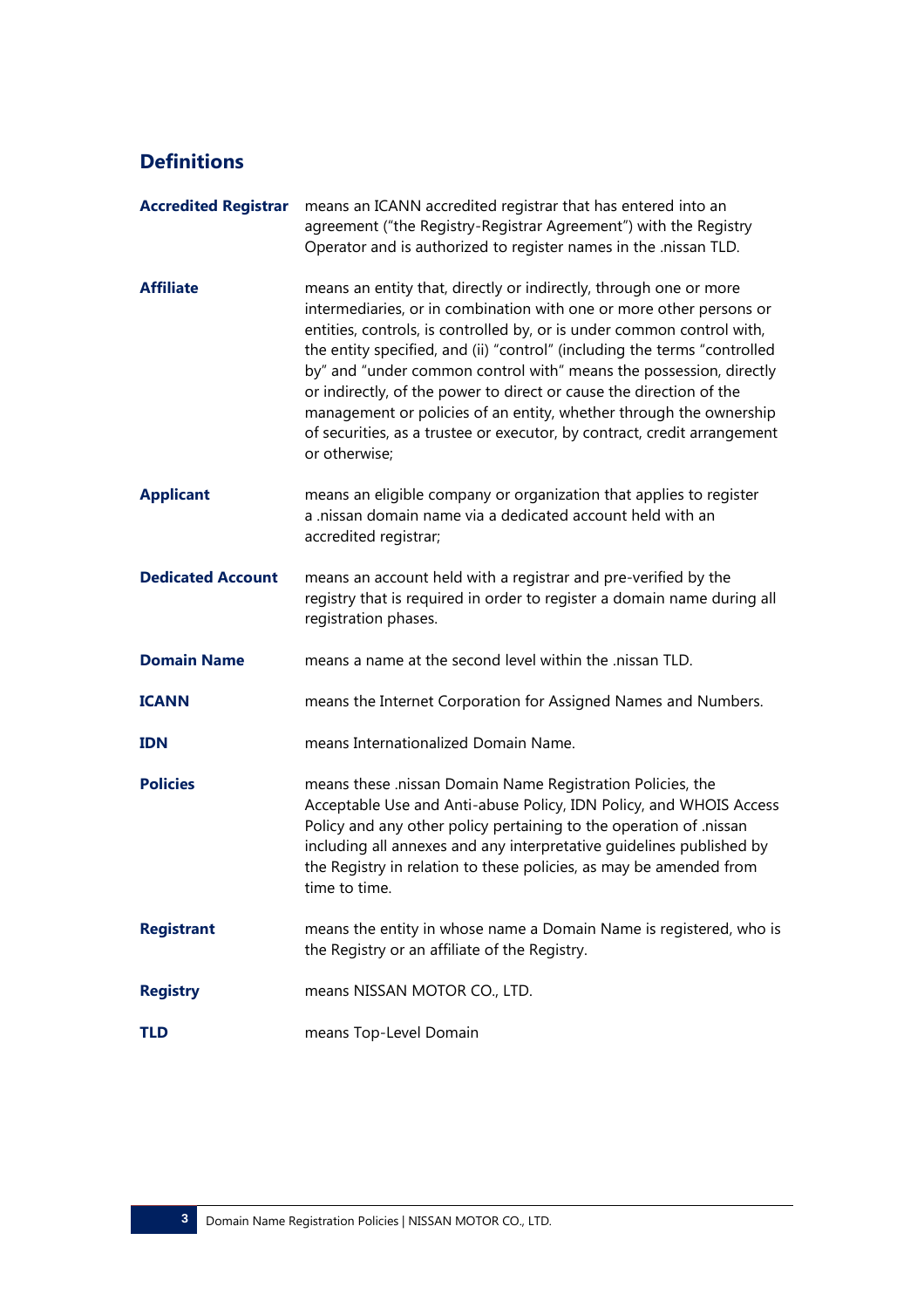## Definitions

**Accredited Registrar** means an ICANN accredited registrar that has entered into an agreement ("the Registry-Registrar Agreement") with the Registry Operator and is authorized to register names in the .nissan TLD.

**Affiliate** means an entity that, directly or indirectly, through one or more intermediaries, or in combination with one or more other persons or entities, controls, is controlled by, or is under common control with, the entity specified, and (ii) "control" (including the terms "controlled by" and "under common control with" means the possession, directly or indirectly, of the power to direct or cause the direction of the management or policies of an entity, whether through the ownership of securities, as a trustee or executor, by contract, credit arrangement or otherwise;

**Applicant** means an eligible company or organization that applies to register a .nissan domain name via a dedicated account held with an accredited registrar;

**Dedicated Account** means an account held with a registrar and pre-verified by the registry that is required in order to register a domain name during all registration phases.

**Domain Name** means a name at the second level within the .nissan TLD.

**ICANN** means the Internet Corporation for Assigned Names and Numbers.

**IDN** means Internationalized Domain Name.

**Policies** means these .nissan Domain Name Registration Policies, the Acceptable Use and Anti-abuse Policy, IDN Policy, and WHOIS Access Policy and any other policy pertaining to the operation of .nissan including all annexes and any interpretative guidelines published by the Registry in relation to these policies, as may be amended from time to time.

**Registrant** means the entity in whose name a Domain Name is registered, who is the Registry or an affiliate of the Registry.

**Registry** means NISSAN MOTOR CO., LTD.

**TLD** means Top-Level Domain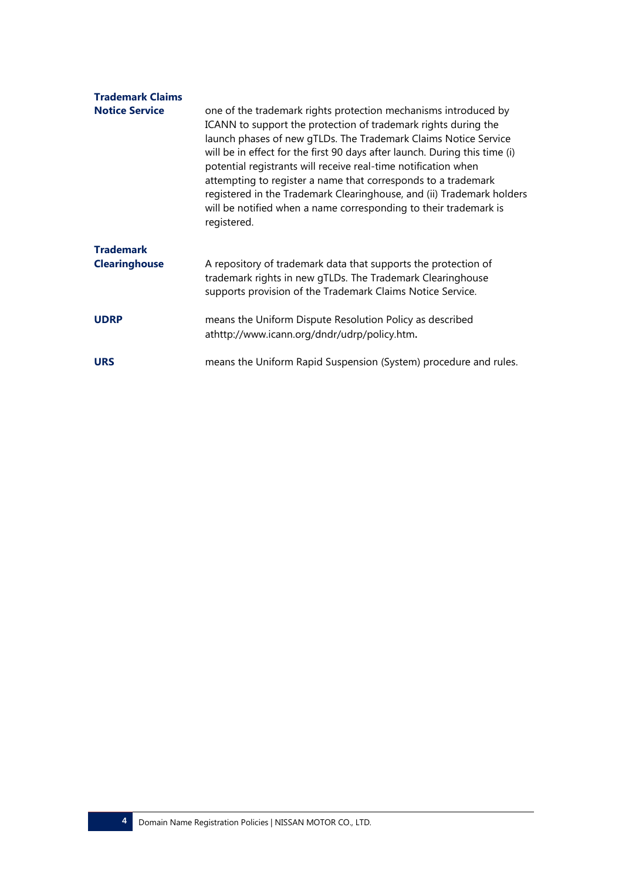**Trademark Claims Notice Service** one of the trademark rights protection mechanisms introduced by ICANN to support the protection of trademark rights during the launch phases of new gTLDs. The Trademark Claims Notice Service will be in effect for the first 90 days after launch. During this time (i) potential registrants will receive real-time notification when attempting to register a name that corresponds to a trademark registered in the Trademark Clearinghouse, and (ii) Trademark holders will be notified when a name corresponding to their trademark is registered.

**Trademark Clearinghouse** A repository of trademark data that supports the protection of trademark rights in new gTLDs. The Trademark Clearinghouse supports provision of the Trademark Claims Notice Service.

**UDRP** means the Uniform Dispute Resolution Policy as described athttp://www.icann.org/dndr/udrp/policy.htm**.**

**URS** means the Uniform Rapid Suspension (System) procedure and rules.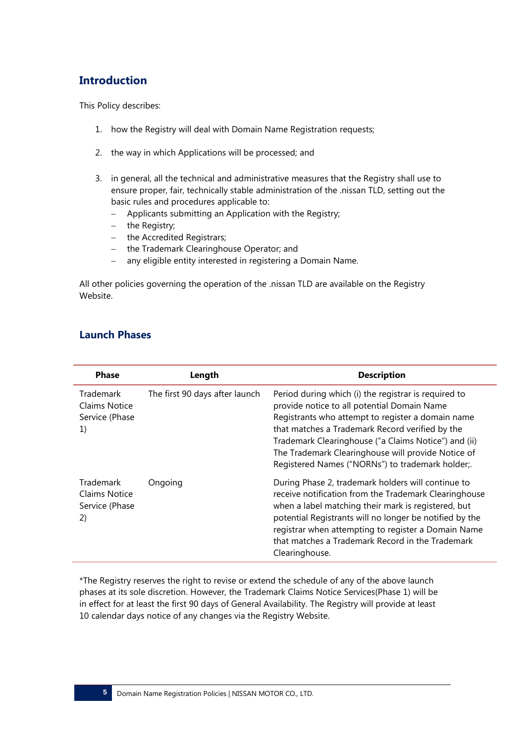## Introduction

This Policy describes:

1. how the Registry will deal with Domain Name Registration requests;
2. the way in which Applications will be processed; and
3. in general, all the technical and administrative measures that the Registry shall use to ensure proper, fair, technically stable administration of the .nissan TLD, setting out the basic rules and procedures applicable to:
   - Applicants submitting an Application with the Registry;
   - the Registry;
   - the Accredited Registrars;
   - the Trademark Clearinghouse Operator; and
   - any eligible entity interested in registering a Domain Name.

All other policies governing the operation of the .nissan TLD are available on the Registry Website.

## Launch Phases

| Phase | Length | Description |
|---|---|---|
| Trademark Claims Notice Service (Phase 1) | The first 90 days after launch | Period during which (i) the registrar is required to provide notice to all potential Domain Name Registrants who attempt to register a domain name that matches a Trademark Record verified by the Trademark Clearinghouse ("a Claims Notice") and (ii) The Trademark Clearinghouse will provide Notice of Registered Names ("NORNs") to trademark holder;. |
| Trademark Claims Notice Service (Phase 2) | Ongoing | During Phase 2, trademark holders will continue to receive notification from the Trademark Clearinghouse when a label matching their mark is registered, but potential Registrants will no longer be notified by the registrar when attempting to register a Domain Name that matches a Trademark Record in the Trademark Clearinghouse. |

*The Registry reserves the right to revise or extend the schedule of any of the above launch phases at its sole discretion. However, the Trademark Claims Notice Services(Phase 1) will be in effect for at least the first 90 days of General Availability. The Registry will provide at least 10 calendar days notice of any changes via the Registry Website.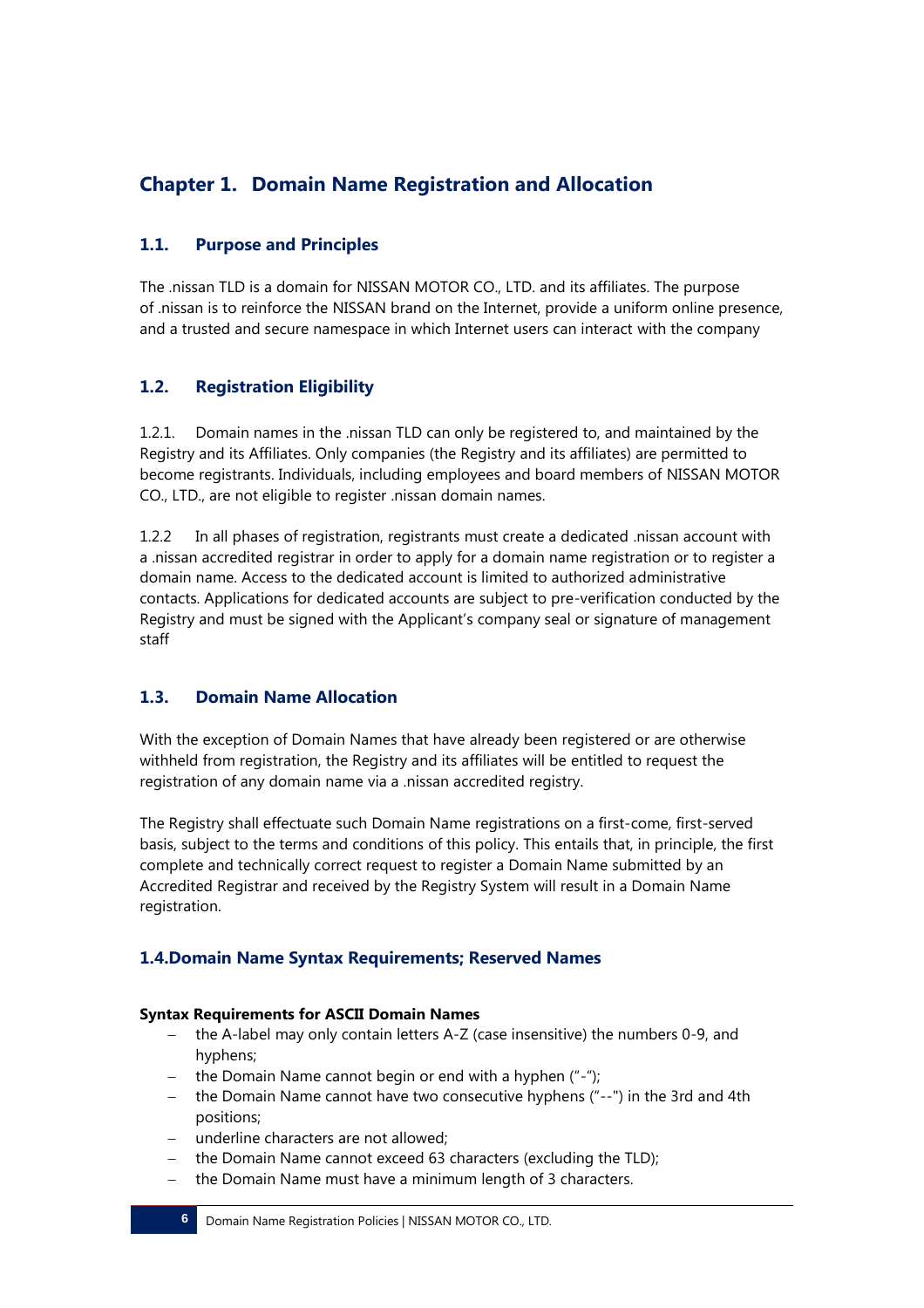# Chapter 1. Domain Name Registration and Allocation

## 1.1. Purpose and Principles

The .nissan TLD is a domain for NISSAN MOTOR CO., LTD. and its affiliates. The purpose of .nissan is to reinforce the NISSAN brand on the Internet, provide a uniform online presence, and a trusted and secure namespace in which Internet users can interact with the company

## 1.2. Registration Eligibility

1.2.1. Domain names in the .nissan TLD can only be registered to, and maintained by the Registry and its Affiliates. Only companies (the Registry and its affiliates) are permitted to become registrants. Individuals, including employees and board members of NISSAN MOTOR CO., LTD., are not eligible to register .nissan domain names.

1.2.2 In all phases of registration, registrants must create a dedicated .nissan account with a .nissan accredited registrar in order to apply for a domain name registration or to register a domain name. Access to the dedicated account is limited to authorized administrative contacts. Applications for dedicated accounts are subject to pre-verification conducted by the Registry and must be signed with the Applicant's company seal or signature of management staff

## 1.3. Domain Name Allocation

With the exception of Domain Names that have already been registered or are otherwise withheld from registration, the Registry and its affiliates will be entitled to request the registration of any domain name via a .nissan accredited registry.

The Registry shall effectuate such Domain Name registrations on a first-come, first-served basis, subject to the terms and conditions of this policy. This entails that, in principle, the first complete and technically correct request to register a Domain Name submitted by an Accredited Registrar and received by the Registry System will result in a Domain Name registration.

## 1.4.Domain Name Syntax Requirements; Reserved Names

**Syntax Requirements for ASCII Domain Names**

- the A-label may only contain letters A-Z (case insensitive) the numbers 0-9, and hyphens;
- the Domain Name cannot begin or end with a hyphen ("-");
- the Domain Name cannot have two consecutive hyphens ("--") in the 3rd and 4th positions;
- underline characters are not allowed;
- the Domain Name cannot exceed 63 characters (excluding the TLD);
- the Domain Name must have a minimum length of 3 characters.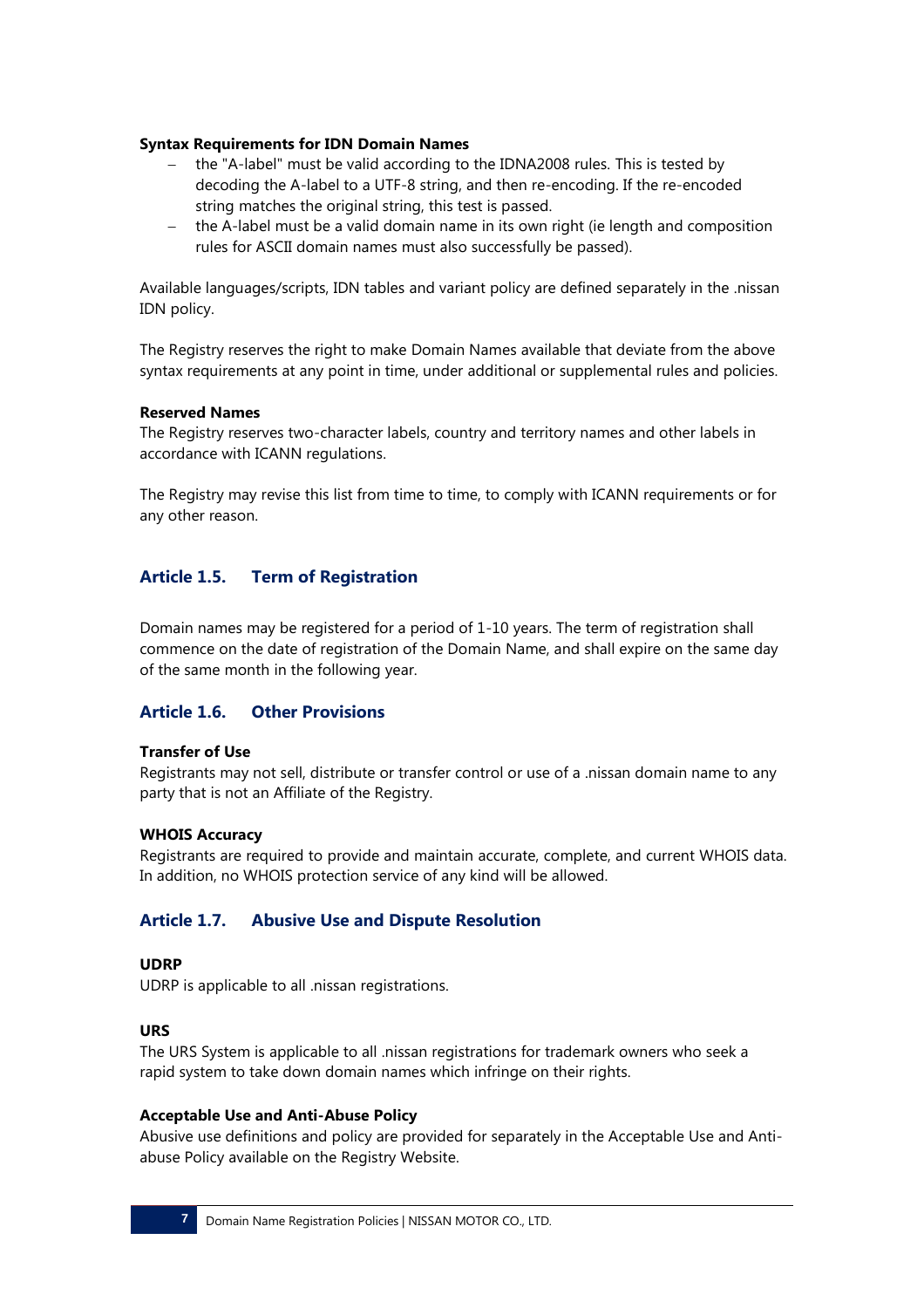**Syntax Requirements for IDN Domain Names**

- the "A-label" must be valid according to the IDNA2008 rules. This is tested by decoding the A-label to a UTF-8 string, and then re-encoding. If the re-encoded string matches the original string, this test is passed.
- the A-label must be a valid domain name in its own right (ie length and composition rules for ASCII domain names must also successfully be passed).

Available languages/scripts, IDN tables and variant policy are defined separately in the .nissan IDN policy.

The Registry reserves the right to make Domain Names available that deviate from the above syntax requirements at any point in time, under additional or supplemental rules and policies.

**Reserved Names**

The Registry reserves two-character labels, country and territory names and other labels in accordance with ICANN regulations.

The Registry may revise this list from time to time, to comply with ICANN requirements or for any other reason.

## Article 1.5. Term of Registration

Domain names may be registered for a period of 1-10 years. The term of registration shall commence on the date of registration of the Domain Name, and shall expire on the same day of the same month in the following year.

## Article 1.6. Other Provisions

**Transfer of Use**

Registrants may not sell, distribute or transfer control or use of a .nissan domain name to any party that is not an Affiliate of the Registry.

**WHOIS Accuracy**

Registrants are required to provide and maintain accurate, complete, and current WHOIS data. In addition, no WHOIS protection service of any kind will be allowed.

## Article 1.7. Abusive Use and Dispute Resolution

**UDRP**

UDRP is applicable to all .nissan registrations.

**URS**

The URS System is applicable to all .nissan registrations for trademark owners who seek a rapid system to take down domain names which infringe on their rights.

**Acceptable Use and Anti-Abuse Policy**

Abusive use definitions and policy are provided for separately in the Acceptable Use and Anti-abuse Policy available on the Registry Website.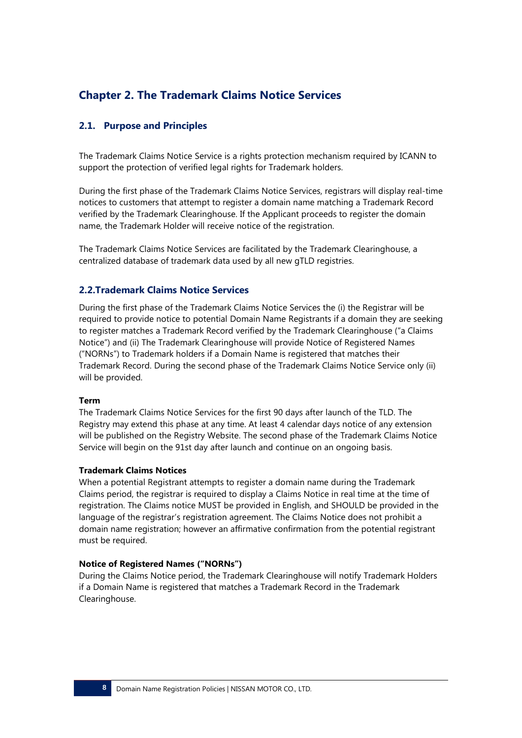# Chapter 2. The Trademark Claims Notice Services

## 2.1. Purpose and Principles

The Trademark Claims Notice Service is a rights protection mechanism required by ICANN to support the protection of verified legal rights for Trademark holders.

During the first phase of the Trademark Claims Notice Services, registrars will display real-time notices to customers that attempt to register a domain name matching a Trademark Record verified by the Trademark Clearinghouse. If the Applicant proceeds to register the domain name, the Trademark Holder will receive notice of the registration.

The Trademark Claims Notice Services are facilitated by the Trademark Clearinghouse, a centralized database of trademark data used by all new gTLD registries.

## 2.2.Trademark Claims Notice Services

During the first phase of the Trademark Claims Notice Services the (i) the Registrar will be required to provide notice to potential Domain Name Registrants if a domain they are seeking to register matches a Trademark Record verified by the Trademark Clearinghouse ("a Claims Notice") and (ii) The Trademark Clearinghouse will provide Notice of Registered Names ("NORNs") to Trademark holders if a Domain Name is registered that matches their Trademark Record. During the second phase of the Trademark Claims Notice Service only (ii) will be provided.

**Term**
The Trademark Claims Notice Services for the first 90 days after launch of the TLD. The Registry may extend this phase at any time. At least 4 calendar days notice of any extension will be published on the Registry Website. The second phase of the Trademark Claims Notice Service will begin on the 91st day after launch and continue on an ongoing basis.

**Trademark Claims Notices**
When a potential Registrant attempts to register a domain name during the Trademark Claims period, the registrar is required to display a Claims Notice in real time at the time of registration. The Claims notice MUST be provided in English, and SHOULD be provided in the language of the registrar's registration agreement. The Claims Notice does not prohibit a domain name registration; however an affirmative confirmation from the potential registrant must be required.

**Notice of Registered Names ("NORNs")**
During the Claims Notice period, the Trademark Clearinghouse will notify Trademark Holders if a Domain Name is registered that matches a Trademark Record in the Trademark Clearinghouse.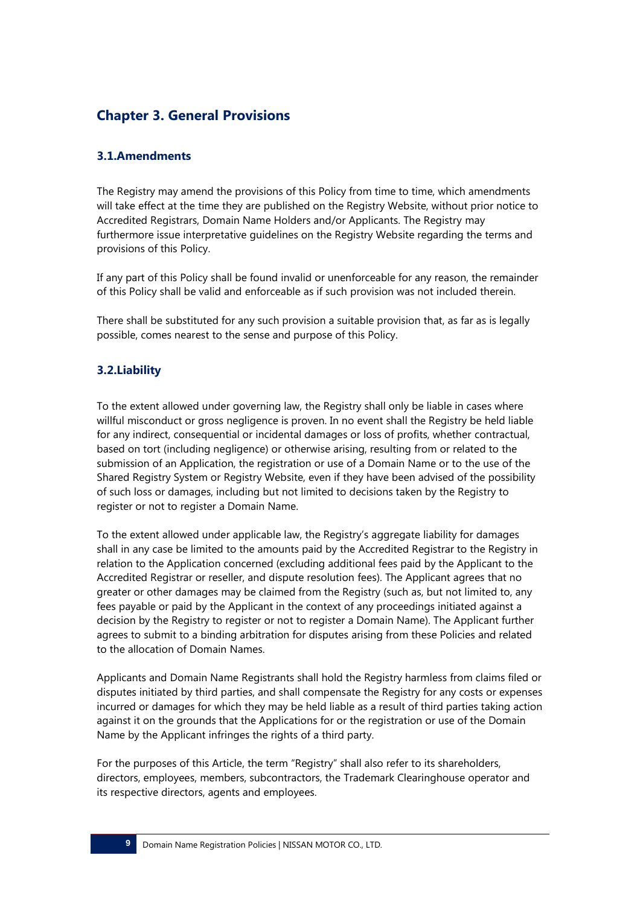## Chapter 3. General Provisions

### 3.1.Amendments

The Registry may amend the provisions of this Policy from time to time, which amendments will take effect at the time they are published on the Registry Website, without prior notice to Accredited Registrars, Domain Name Holders and/or Applicants. The Registry may furthermore issue interpretative guidelines on the Registry Website regarding the terms and provisions of this Policy.

If any part of this Policy shall be found invalid or unenforceable for any reason, the remainder of this Policy shall be valid and enforceable as if such provision was not included therein.

There shall be substituted for any such provision a suitable provision that, as far as is legally possible, comes nearest to the sense and purpose of this Policy.

### 3.2.Liability

To the extent allowed under governing law, the Registry shall only be liable in cases where willful misconduct or gross negligence is proven. In no event shall the Registry be held liable for any indirect, consequential or incidental damages or loss of profits, whether contractual, based on tort (including negligence) or otherwise arising, resulting from or related to the submission of an Application, the registration or use of a Domain Name or to the use of the Shared Registry System or Registry Website, even if they have been advised of the possibility of such loss or damages, including but not limited to decisions taken by the Registry to register or not to register a Domain Name.

To the extent allowed under applicable law, the Registry's aggregate liability for damages shall in any case be limited to the amounts paid by the Accredited Registrar to the Registry in relation to the Application concerned (excluding additional fees paid by the Applicant to the Accredited Registrar or reseller, and dispute resolution fees). The Applicant agrees that no greater or other damages may be claimed from the Registry (such as, but not limited to, any fees payable or paid by the Applicant in the context of any proceedings initiated against a decision by the Registry to register or not to register a Domain Name). The Applicant further agrees to submit to a binding arbitration for disputes arising from these Policies and related to the allocation of Domain Names.

Applicants and Domain Name Registrants shall hold the Registry harmless from claims filed or disputes initiated by third parties, and shall compensate the Registry for any costs or expenses incurred or damages for which they may be held liable as a result of third parties taking action against it on the grounds that the Applications for or the registration or use of the Domain Name by the Applicant infringes the rights of a third party.

For the purposes of this Article, the term "Registry" shall also refer to its shareholders, directors, employees, members, subcontractors, the Trademark Clearinghouse operator and its respective directors, agents and employees.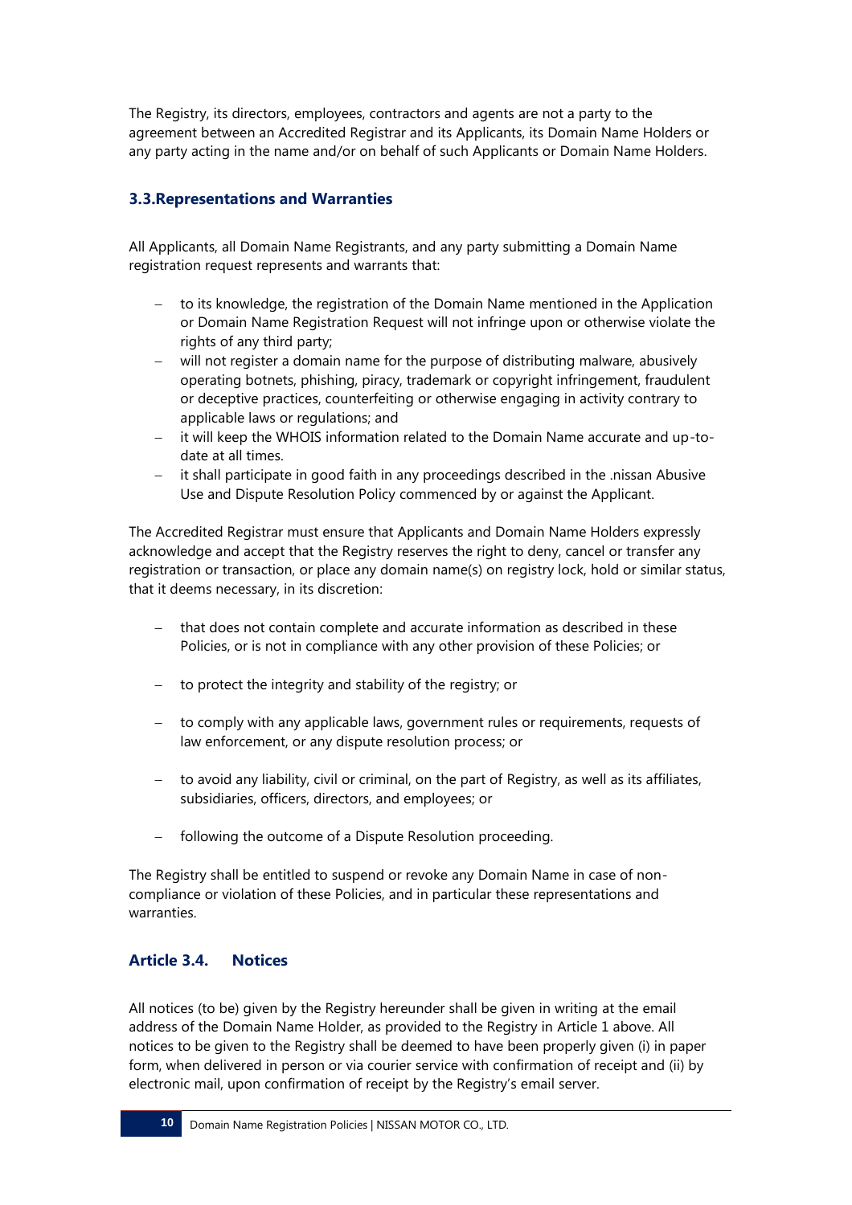The Registry, its directors, employees, contractors and agents are not a party to the agreement between an Accredited Registrar and its Applicants, its Domain Name Holders or any party acting in the name and/or on behalf of such Applicants or Domain Name Holders.

### 3.3.Representations and Warranties

All Applicants, all Domain Name Registrants, and any party submitting a Domain Name registration request represents and warrants that:

- to its knowledge, the registration of the Domain Name mentioned in the Application or Domain Name Registration Request will not infringe upon or otherwise violate the rights of any third party;
- will not register a domain name for the purpose of distributing malware, abusively operating botnets, phishing, piracy, trademark or copyright infringement, fraudulent or deceptive practices, counterfeiting or otherwise engaging in activity contrary to applicable laws or regulations; and
- it will keep the WHOIS information related to the Domain Name accurate and up-to-date at all times.
- it shall participate in good faith in any proceedings described in the .nissan Abusive Use and Dispute Resolution Policy commenced by or against the Applicant.

The Accredited Registrar must ensure that Applicants and Domain Name Holders expressly acknowledge and accept that the Registry reserves the right to deny, cancel or transfer any registration or transaction, or place any domain name(s) on registry lock, hold or similar status, that it deems necessary, in its discretion:

- that does not contain complete and accurate information as described in these Policies, or is not in compliance with any other provision of these Policies; or
- to protect the integrity and stability of the registry; or
- to comply with any applicable laws, government rules or requirements, requests of law enforcement, or any dispute resolution process; or
- to avoid any liability, civil or criminal, on the part of Registry, as well as its affiliates, subsidiaries, officers, directors, and employees; or
- following the outcome of a Dispute Resolution proceeding.

The Registry shall be entitled to suspend or revoke any Domain Name in case of non-compliance or violation of these Policies, and in particular these representations and warranties.

### Article 3.4. Notices

All notices (to be) given by the Registry hereunder shall be given in writing at the email address of the Domain Name Holder, as provided to the Registry in Article 1 above. All notices to be given to the Registry shall be deemed to have been properly given (i) in paper form, when delivered in person or via courier service with confirmation of receipt and (ii) by electronic mail, upon confirmation of receipt by the Registry's email server.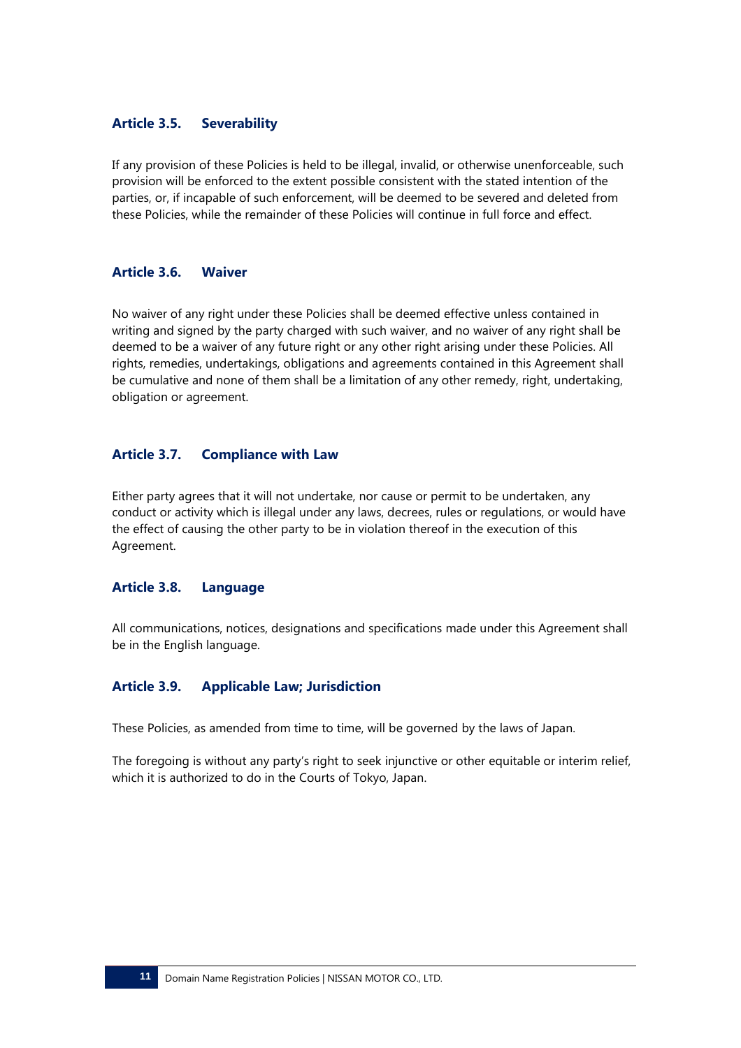### Article 3.5. Severability

If any provision of these Policies is held to be illegal, invalid, or otherwise unenforceable, such provision will be enforced to the extent possible consistent with the stated intention of the parties, or, if incapable of such enforcement, will be deemed to be severed and deleted from these Policies, while the remainder of these Policies will continue in full force and effect.

### Article 3.6. Waiver

No waiver of any right under these Policies shall be deemed effective unless contained in writing and signed by the party charged with such waiver, and no waiver of any right shall be deemed to be a waiver of any future right or any other right arising under these Policies. All rights, remedies, undertakings, obligations and agreements contained in this Agreement shall be cumulative and none of them shall be a limitation of any other remedy, right, undertaking, obligation or agreement.

### Article 3.7. Compliance with Law

Either party agrees that it will not undertake, nor cause or permit to be undertaken, any conduct or activity which is illegal under any laws, decrees, rules or regulations, or would have the effect of causing the other party to be in violation thereof in the execution of this Agreement.

### Article 3.8. Language

All communications, notices, designations and specifications made under this Agreement shall be in the English language.

### Article 3.9. Applicable Law; Jurisdiction

These Policies, as amended from time to time, will be governed by the laws of Japan.

The foregoing is without any party's right to seek injunctive or other equitable or interim relief, which it is authorized to do in the Courts of Tokyo, Japan.